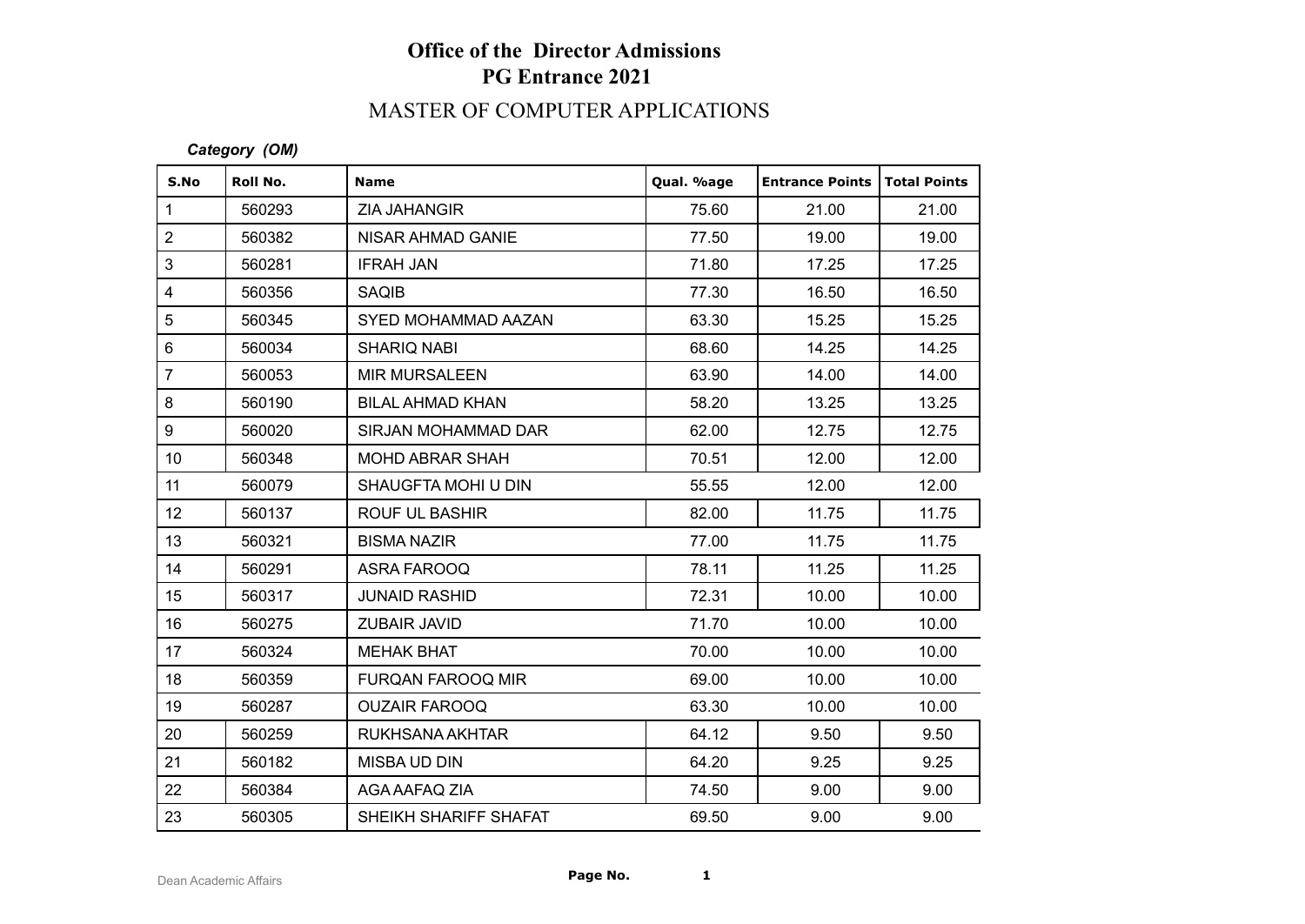# Office of the Director Admissions
# PG Entrance 2021

## MASTER OF COMPUTER APPLICATIONS

***Category (OM)***

| S.No | Roll No. | Name | Qual. %age | Entrance Points | Total Points |
|---|---|---|---|---|---|
| 1 | 560293 | ZIA JAHANGIR | 75.60 | 21.00 | 21.00 |
| 2 | 560382 | NISAR AHMAD GANIE | 77.50 | 19.00 | 19.00 |
| 3 | 560281 | IFRAH JAN | 71.80 | 17.25 | 17.25 |
| 4 | 560356 | SAQIB | 77.30 | 16.50 | 16.50 |
| 5 | 560345 | SYED MOHAMMAD AAZAN | 63.30 | 15.25 | 15.25 |
| 6 | 560034 | SHARIQ NABI | 68.60 | 14.25 | 14.25 |
| 7 | 560053 | MIR MURSALEEN | 63.90 | 14.00 | 14.00 |
| 8 | 560190 | BILAL AHMAD KHAN | 58.20 | 13.25 | 13.25 |
| 9 | 560020 | SIRJAN MOHAMMAD DAR | 62.00 | 12.75 | 12.75 |
| 10 | 560348 | MOHD ABRAR SHAH | 70.51 | 12.00 | 12.00 |
| 11 | 560079 | SHAUGFTA MOHI U DIN | 55.55 | 12.00 | 12.00 |
| 12 | 560137 | ROUF UL BASHIR | 82.00 | 11.75 | 11.75 |
| 13 | 560321 | BISMA NAZIR | 77.00 | 11.75 | 11.75 |
| 14 | 560291 | ASRA FAROOQ | 78.11 | 11.25 | 11.25 |
| 15 | 560317 | JUNAID RASHID | 72.31 | 10.00 | 10.00 |
| 16 | 560275 | ZUBAIR JAVID | 71.70 | 10.00 | 10.00 |
| 17 | 560324 | MEHAK BHAT | 70.00 | 10.00 | 10.00 |
| 18 | 560359 | FURQAN FAROOQ MIR | 69.00 | 10.00 | 10.00 |
| 19 | 560287 | OUZAIR FAROOQ | 63.30 | 10.00 | 10.00 |
| 20 | 560259 | RUKHSANA AKHTAR | 64.12 | 9.50 | 9.50 |
| 21 | 560182 | MISBA UD DIN | 64.20 | 9.25 | 9.25 |
| 22 | 560384 | AGA AAFAQ ZIA | 74.50 | 9.00 | 9.00 |
| 23 | 560305 | SHEIKH SHARIFF SHAFAT | 69.50 | 9.00 | 9.00 |

Dean Academic Affairs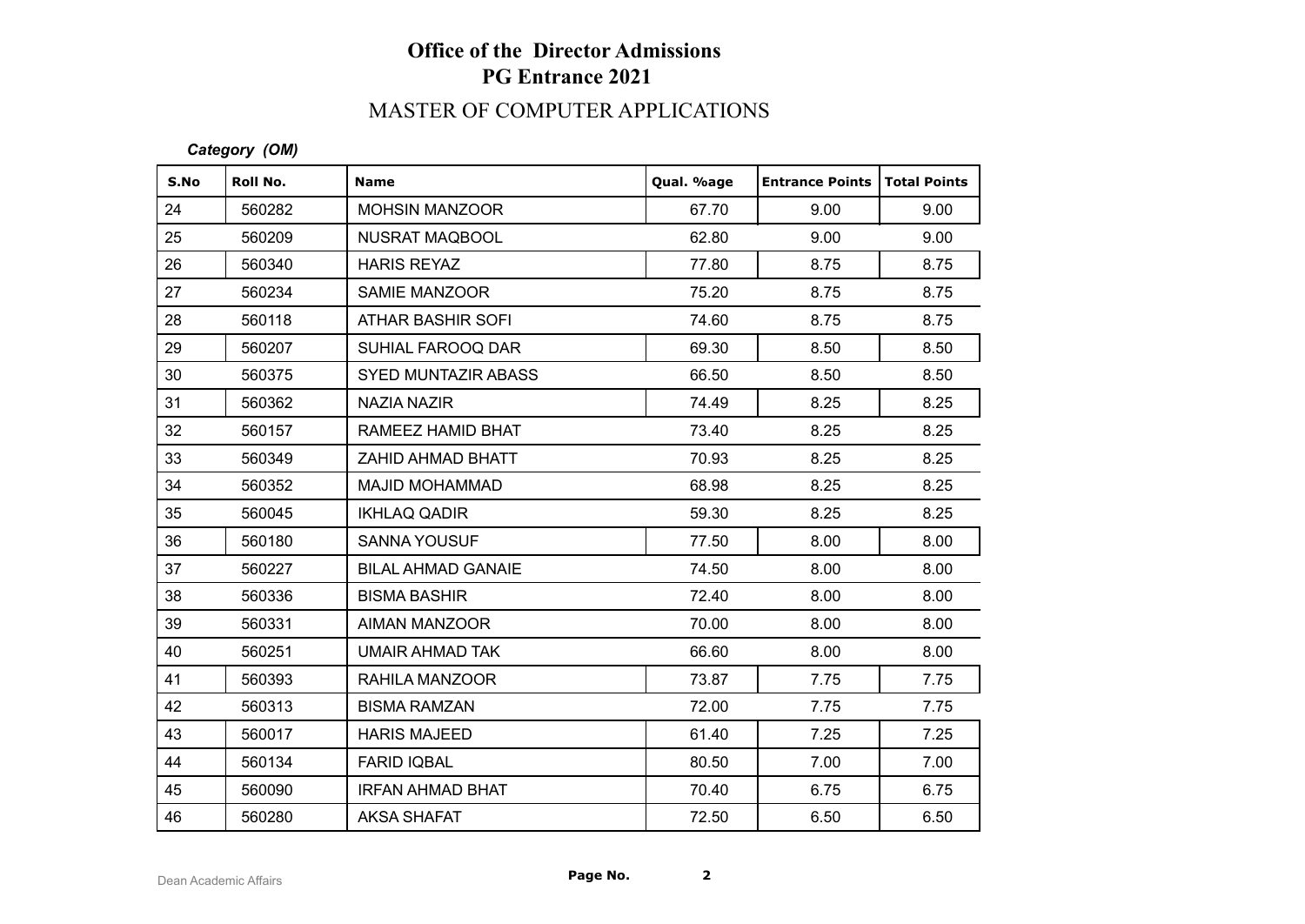# Office of the Director Admissions
## PG Entrance 2021
## MASTER OF COMPUTER APPLICATIONS

***Category (OM)***

| S.No | Roll No. | Name | Qual. %age | Entrance Points | Total Points |
|---|---|---|---|---|---|
| 24 | 560282 | MOHSIN MANZOOR | 67.70 | 9.00 | 9.00 |
| 25 | 560209 | NUSRAT MAQBOOL | 62.80 | 9.00 | 9.00 |
| 26 | 560340 | HARIS REYAZ | 77.80 | 8.75 | 8.75 |
| 27 | 560234 | SAMIE MANZOOR | 75.20 | 8.75 | 8.75 |
| 28 | 560118 | ATHAR BASHIR SOFI | 74.60 | 8.75 | 8.75 |
| 29 | 560207 | SUHIAL FAROOQ DAR | 69.30 | 8.50 | 8.50 |
| 30 | 560375 | SYED MUNTAZIR ABASS | 66.50 | 8.50 | 8.50 |
| 31 | 560362 | NAZIA NAZIR | 74.49 | 8.25 | 8.25 |
| 32 | 560157 | RAMEEZ HAMID BHAT | 73.40 | 8.25 | 8.25 |
| 33 | 560349 | ZAHID AHMAD BHATT | 70.93 | 8.25 | 8.25 |
| 34 | 560352 | MAJID MOHAMMAD | 68.98 | 8.25 | 8.25 |
| 35 | 560045 | IKHLAQ QADIR | 59.30 | 8.25 | 8.25 |
| 36 | 560180 | SANNA YOUSUF | 77.50 | 8.00 | 8.00 |
| 37 | 560227 | BILAL AHMAD GANAIE | 74.50 | 8.00 | 8.00 |
| 38 | 560336 | BISMA BASHIR | 72.40 | 8.00 | 8.00 |
| 39 | 560331 | AIMAN MANZOOR | 70.00 | 8.00 | 8.00 |
| 40 | 560251 | UMAIR AHMAD TAK | 66.60 | 8.00 | 8.00 |
| 41 | 560393 | RAHILA MANZOOR | 73.87 | 7.75 | 7.75 |
| 42 | 560313 | BISMA RAMZAN | 72.00 | 7.75 | 7.75 |
| 43 | 560017 | HARIS MAJEED | 61.40 | 7.25 | 7.25 |
| 44 | 560134 | FARID IQBAL | 80.50 | 7.00 | 7.00 |
| 45 | 560090 | IRFAN AHMAD BHAT | 70.40 | 6.75 | 6.75 |
| 46 | 560280 | AKSA SHAFAT | 72.50 | 6.50 | 6.50 |

Dean Academic Affairs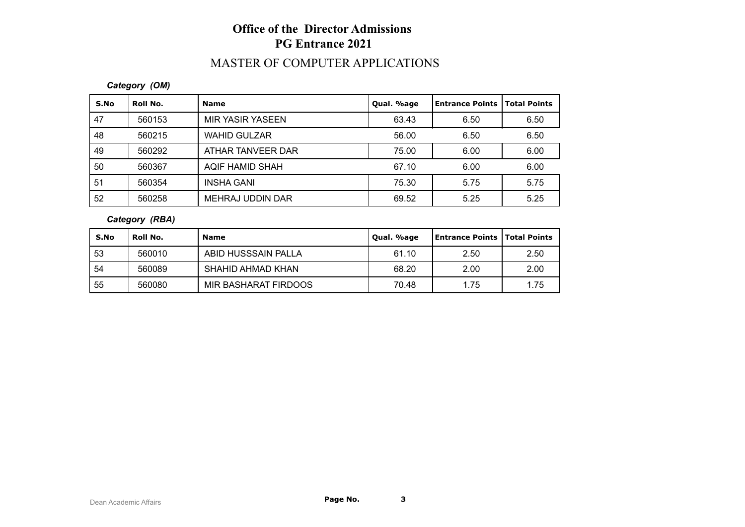# Office of the Director Admissions
## PG Entrance 2021

## MASTER OF COMPUTER APPLICATIONS

*Category (OM)*

| S.No | Roll No. | Name | Qual. %age | Entrance Points | Total Points |
|---|---|---|---|---|---|
| 47 | 560153 | MIR YASIR YASEEN | 63.43 | 6.50 | 6.50 |
| 48 | 560215 | WAHID GULZAR | 56.00 | 6.50 | 6.50 |
| 49 | 560292 | ATHAR TANVEER DAR | 75.00 | 6.00 | 6.00 |
| 50 | 560367 | AQIF HAMID SHAH | 67.10 | 6.00 | 6.00 |
| 51 | 560354 | INSHA GANI | 75.30 | 5.75 | 5.75 |
| 52 | 560258 | MEHRAJ UDDIN DAR | 69.52 | 5.25 | 5.25 |

*Category (RBA)*

| S.No | Roll No. | Name | Qual. %age | Entrance Points | Total Points |
|---|---|---|---|---|---|
| 53 | 560010 | ABID HUSSSAIN PALLA | 61.10 | 2.50 | 2.50 |
| 54 | 560089 | SHAHID AHMAD KHAN | 68.20 | 2.00 | 2.00 |
| 55 | 560080 | MIR BASHARAT FIRDOOS | 70.48 | 1.75 | 1.75 |

Dean Academic Affairs